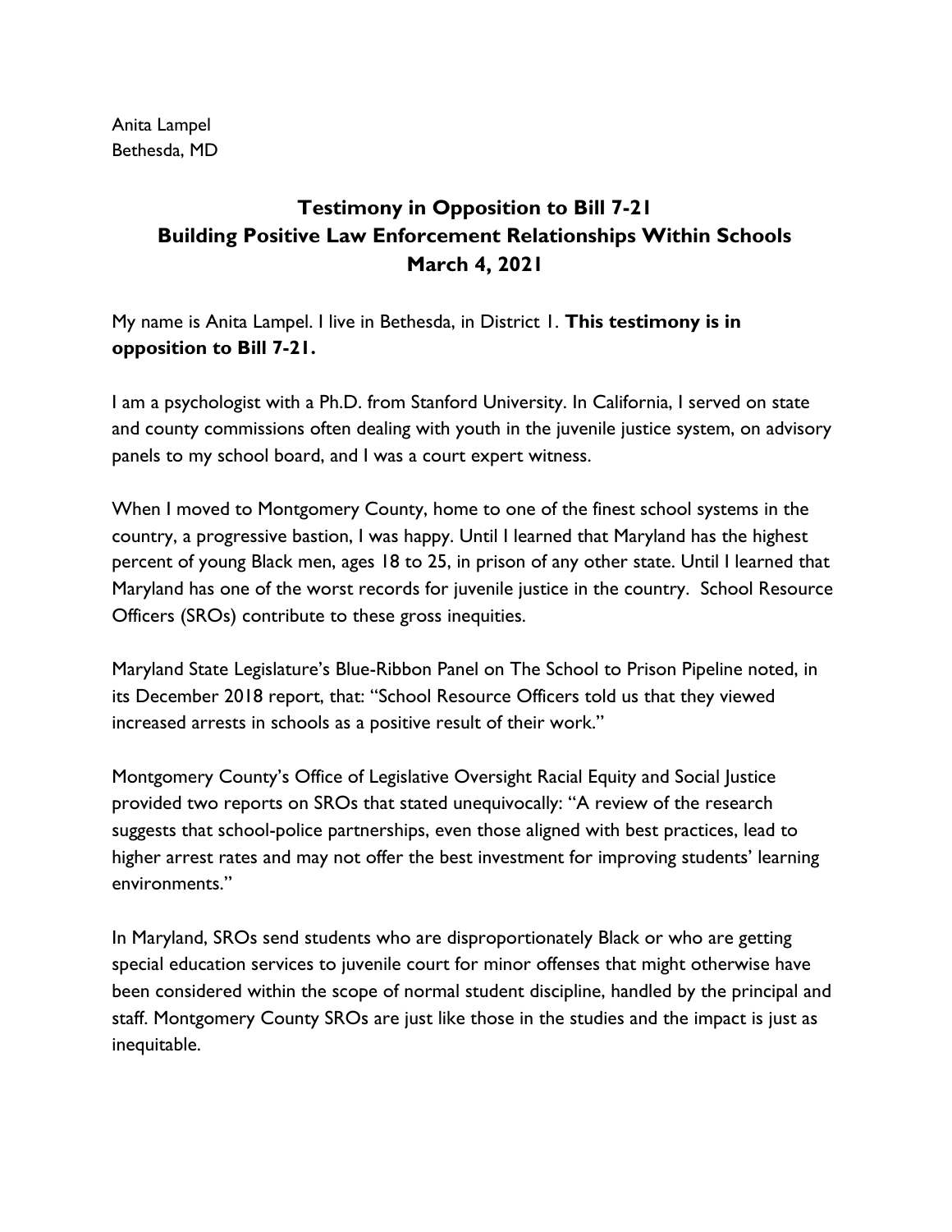Anita Lampel
Bethesda, MD

# Testimony in Opposition to Bill 7-21
## Building Positive Law Enforcement Relationships Within Schools
## March 4, 2021

My name is Anita Lampel. I live in Bethesda, in District 1. **This testimony is in opposition to Bill 7-21.**

I am a psychologist with a Ph.D. from Stanford University. In California, I served on state and county commissions often dealing with youth in the juvenile justice system, on advisory panels to my school board, and I was a court expert witness.

When I moved to Montgomery County, home to one of the finest school systems in the country, a progressive bastion, I was happy. Until I learned that Maryland has the highest percent of young Black men, ages 18 to 25, in prison of any other state. Until I learned that Maryland has one of the worst records for juvenile justice in the country. School Resource Officers (SROs) contribute to these gross inequities.

Maryland State Legislature's Blue-Ribbon Panel on The School to Prison Pipeline noted, in its December 2018 report, that: "School Resource Officers told us that they viewed increased arrests in schools as a positive result of their work."

Montgomery County's Office of Legislative Oversight Racial Equity and Social Justice provided two reports on SROs that stated unequivocally: "A review of the research suggests that school-police partnerships, even those aligned with best practices, lead to higher arrest rates and may not offer the best investment for improving students' learning environments."

In Maryland, SROs send students who are disproportionately Black or who are getting special education services to juvenile court for minor offenses that might otherwise have been considered within the scope of normal student discipline, handled by the principal and staff. Montgomery County SROs are just like those in the studies and the impact is just as inequitable.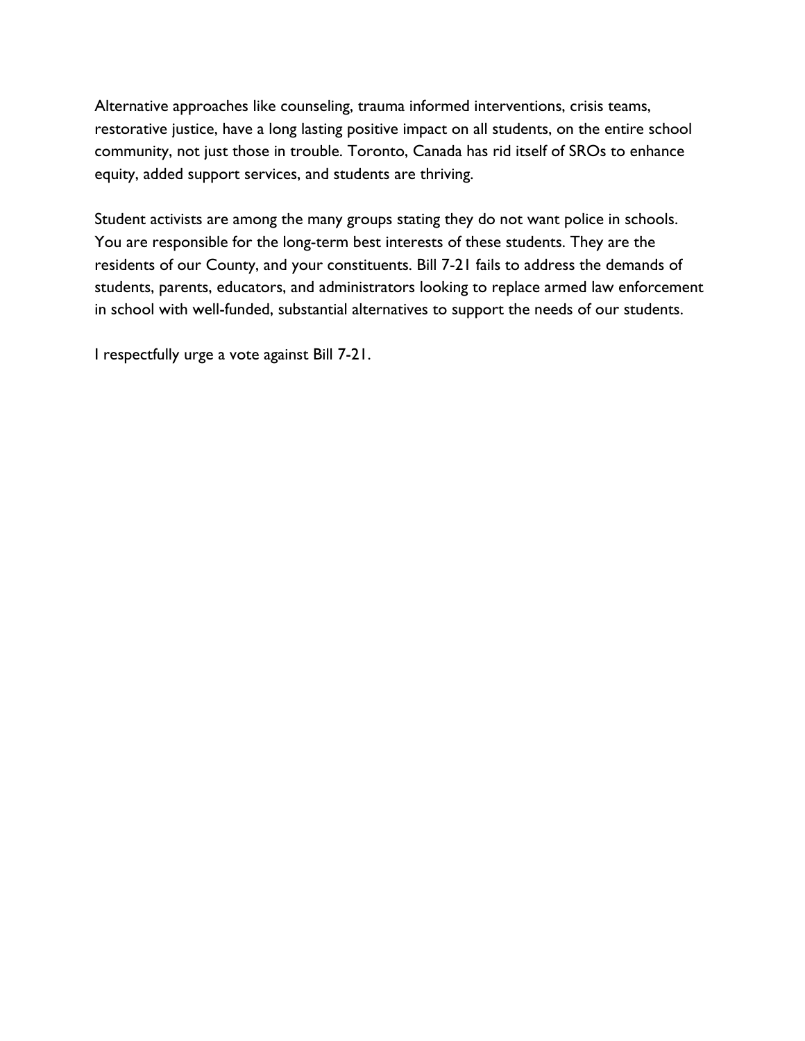Alternative approaches like counseling, trauma informed interventions, crisis teams, restorative justice, have a long lasting positive impact on all students, on the entire school community, not just those in trouble. Toronto, Canada has rid itself of SROs to enhance equity, added support services, and students are thriving.

Student activists are among the many groups stating they do not want police in schools. You are responsible for the long-term best interests of these students. They are the residents of our County, and your constituents. Bill 7-21 fails to address the demands of students, parents, educators, and administrators looking to replace armed law enforcement in school with well-funded, substantial alternatives to support the needs of our students.

I respectfully urge a vote against Bill 7-21.